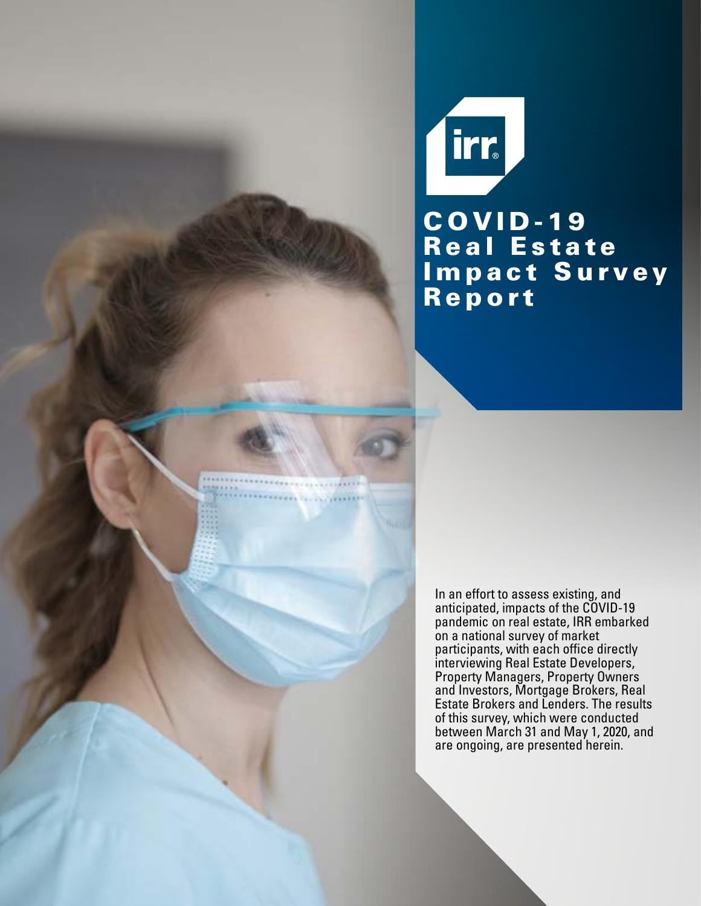irr

# COVID-19 Real Estate Impact Survey Report

In an effort to assess existing, and anticipated, impacts of the COVID-19 pandemic on real estate, IRR embarked on a national survey of market participants, with each office directly interviewing Real Estate Developers, Property Managers, Property Owners and Investors, Mortgage Brokers, Real Estate Brokers and Lenders. The results of this survey, which were conducted between March 31 and May 1, 2020, and are ongoing, are presented herein.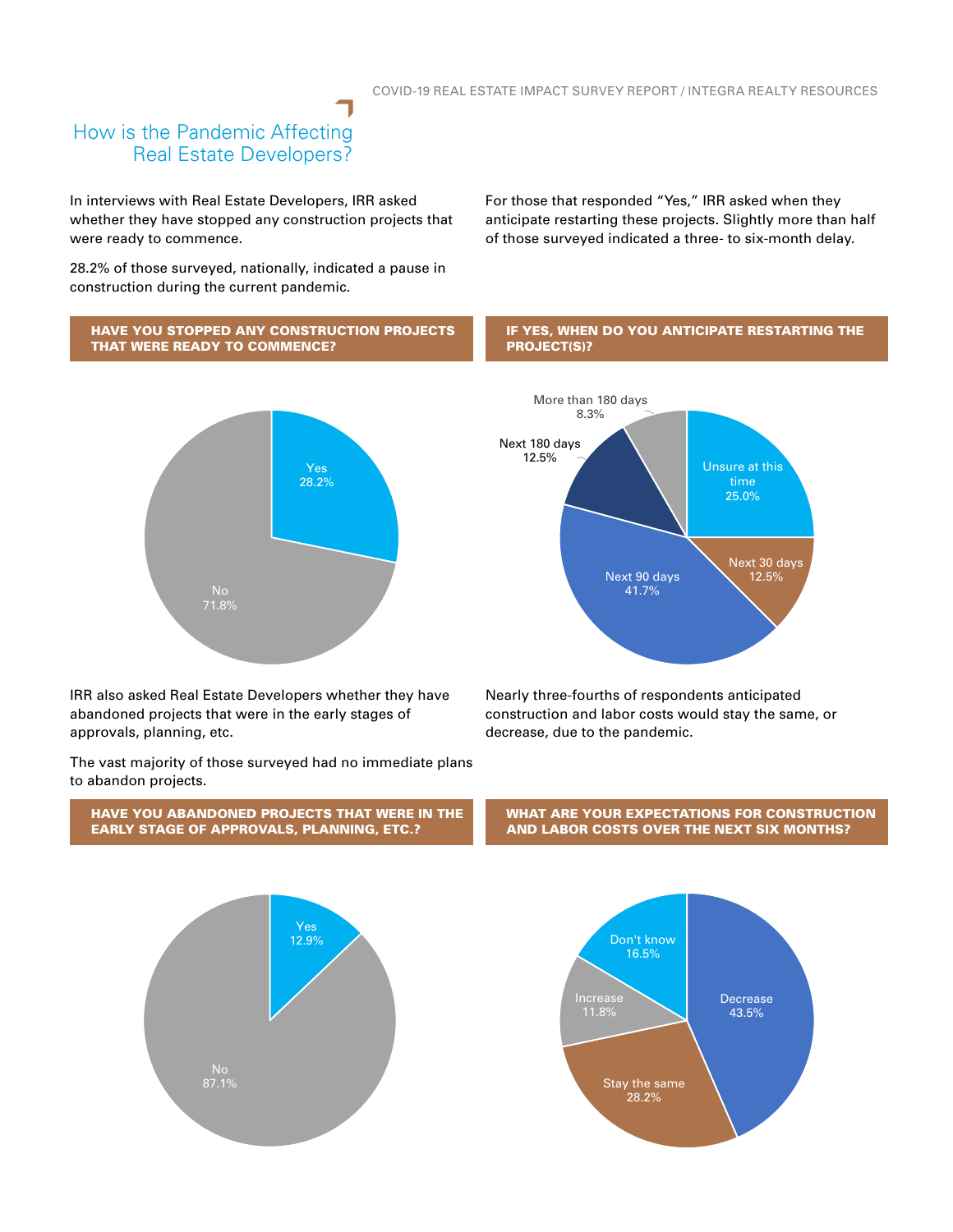## How is the Pandemic Affecting Real Estate Developers?

In interviews with Real Estate Developers, IRR asked whether they have stopped any construction projects that were ready to commence.

28.2% of those surveyed, nationally, indicated a pause in construction during the current pandemic.

For those that responded “Yes,” IRR asked when they anticipate restarting these projects. Slightly more than half of those surveyed indicated a three- to six-month delay.

**HAVE YOU STOPPED ANY CONSTRUCTION PROJECTS THAT WERE READY TO COMMENCE?**

| Response | Percent |
|---|---|
| Yes | 28.2% |
| No | 71.8% |

**IF YES, WHEN DO YOU ANTICIPATE RESTARTING THE PROJECT(S)?**

| Response | Percent |
|---|---|
| Unsure at this time | 25.0% |
| Next 30 days | 12.5% |
| Next 90 days | 41.7% |
| Next 180 days | 12.5% |
| More than 180 days | 8.3% |

IRR also asked Real Estate Developers whether they have abandoned projects that were in the early stages of approvals, planning, etc.

The vast majority of those surveyed had no immediate plans to abandon projects.

Nearly three-fourths of respondents anticipated construction and labor costs would stay the same, or decrease, due to the pandemic.

**HAVE YOU ABANDONED PROJECTS THAT WERE IN THE EARLY STAGE OF APPROVALS, PLANNING, ETC.?**

| Response | Percent |
|---|---|
| Yes | 12.9% |
| No | 87.1% |

**WHAT ARE YOUR EXPECTATIONS FOR CONSTRUCTION AND LABOR COSTS OVER THE NEXT SIX MONTHS?**

| Response | Percent |
|---|---|
| Decrease | 43.5% |
| Stay the same | 28.2% |
| Increase | 11.8% |
| Don't know | 16.5% |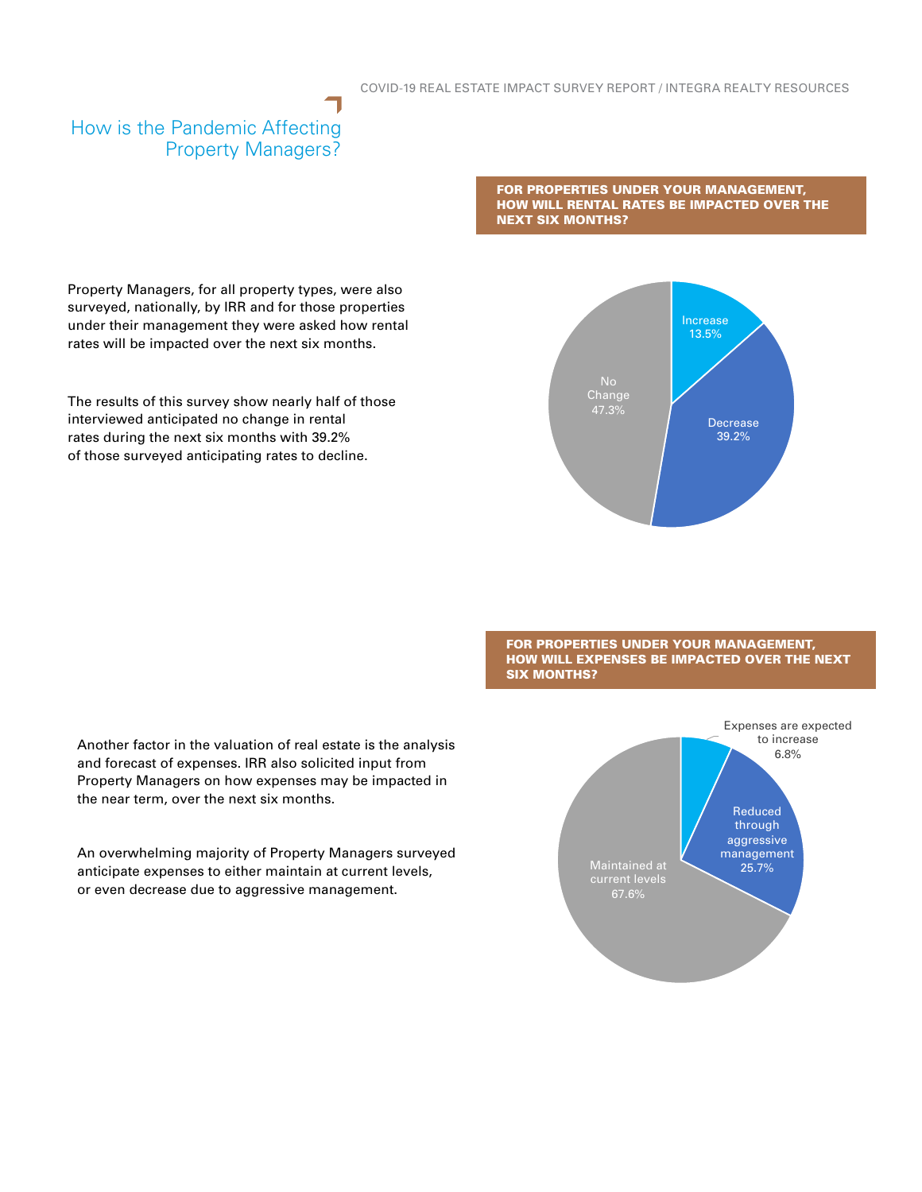## How is the Pandemic Affecting Property Managers?

**FOR PROPERTIES UNDER YOUR MANAGEMENT, HOW WILL RENTAL RATES BE IMPACTED OVER THE NEXT SIX MONTHS?**

Property Managers, for all property types, were also surveyed, nationally, by IRR and for those properties under their management they were asked how rental rates will be impacted over the next six months.

The results of this survey show nearly half of those interviewed anticipated no change in rental rates during the next six months with 39.2% of those surveyed anticipating rates to decline.

| Response | Share |
| --- | --- |
| Increase | 13.5% |
| Decrease | 39.2% |
| No Change | 47.3% |

**FOR PROPERTIES UNDER YOUR MANAGEMENT, HOW WILL EXPENSES BE IMPACTED OVER THE NEXT SIX MONTHS?**

Another factor in the valuation of real estate is the analysis and forecast of expenses. IRR also solicited input from Property Managers on how expenses may be impacted in the near term, over the next six months.

An overwhelming majority of Property Managers surveyed anticipate expenses to either maintain at current levels, or even decrease due to aggressive management.

| Response | Share |
| --- | --- |
| Expenses are expected to increase | 6.8% |
| Reduced through aggressive management | 25.7% |
| Maintained at current levels | 67.6% |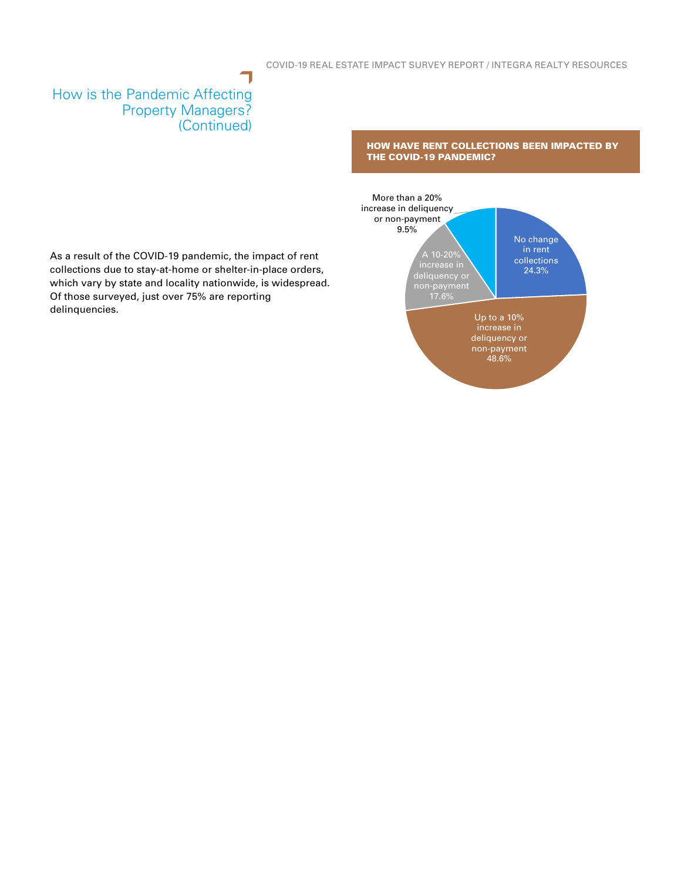## How is the Pandemic Affecting Property Managers? (Continued)

As a result of the COVID-19 pandemic, the impact of rent collections due to stay-at-home or shelter-in-place orders, which vary by state and locality nationwide, is widespread. Of those surveyed, just over 75% are reporting delinquencies.

**HOW HAVE RENT COLLECTIONS BEEN IMPACTED BY THE COVID-19 PANDEMIC?**

| Response | Percentage |
| --- | --- |
| No change in rent collections | 24.3% |
| Up to a 10% increase in deliquency or non-payment | 48.6% |
| A 10-20% increase in deliquency or non-payment | 17.6% |
| More than a 20% increase in deliquency or non-payment | 9.5% |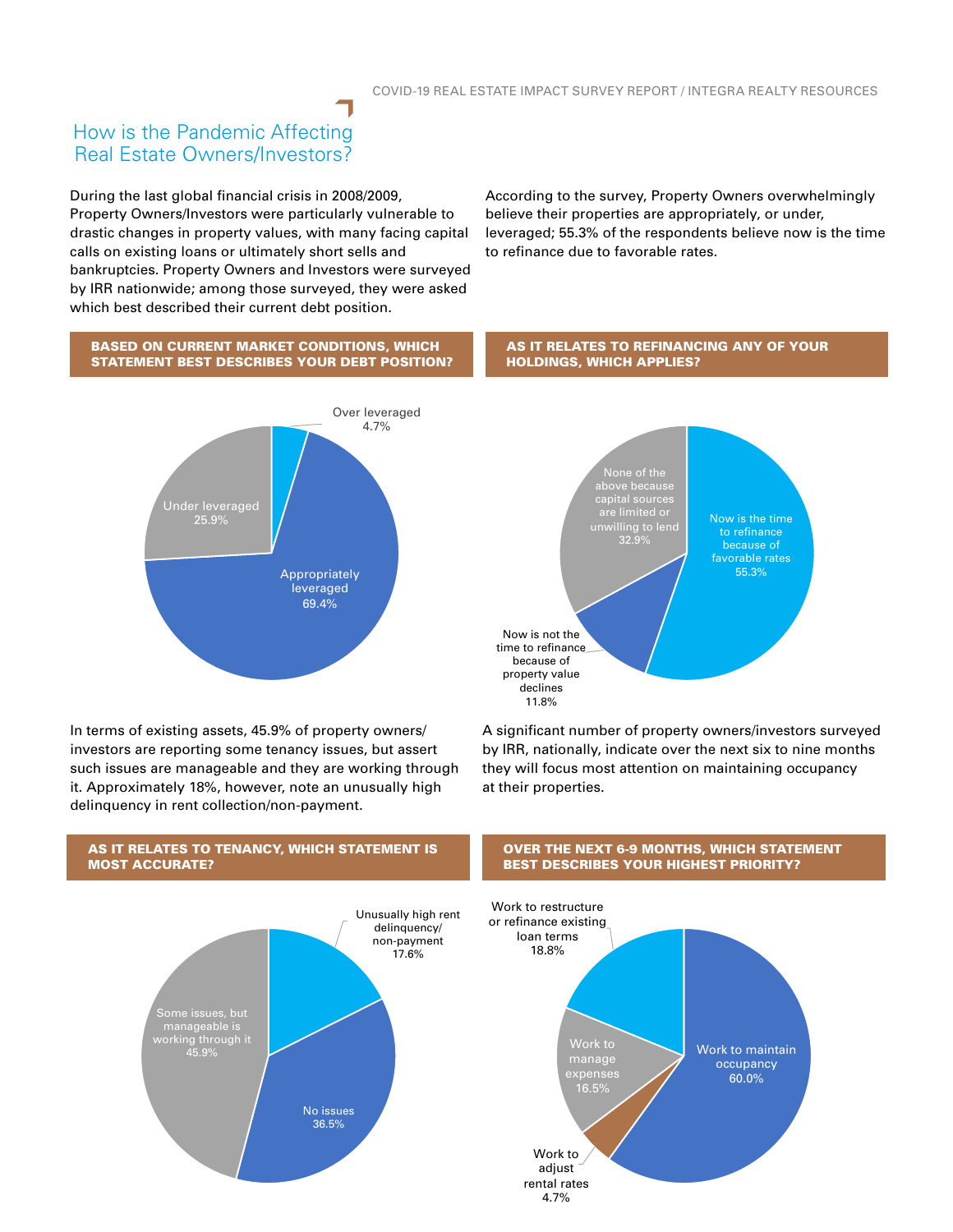## How is the Pandemic Affecting Real Estate Owners/Investors?

During the last global financial crisis in 2008/2009, Property Owners/Investors were particularly vulnerable to drastic changes in property values, with many facing capital calls on existing loans or ultimately short sells and bankruptcies. Property Owners and Investors were surveyed by IRR nationwide; among those surveyed, they were asked which best described their current debt position.

According to the survey, Property Owners overwhelmingly believe their properties are appropriately, or under, leveraged; 55.3% of the respondents believe now is the time to refinance due to favorable rates.

**BASED ON CURRENT MARKET CONDITIONS, WHICH STATEMENT BEST DESCRIBES YOUR DEBT POSITION?**

| Response | Percentage |
| --- | --- |
| Over leveraged | 4.7% |
| Appropriately leveraged | 69.4% |
| Under leveraged | 25.9% |

**AS IT RELATES TO REFINANCING ANY OF YOUR HOLDINGS, WHICH APPLIES?**

| Response | Percentage |
| --- | --- |
| Now is the time to refinance because of favorable rates | 55.3% |
| Now is not the time to refinance because of property value declines | 11.8% |
| None of the above because capital sources are limited or unwilling to lend | 32.9% |

In terms of existing assets, 45.9% of property owners/investors are reporting some tenancy issues, but assert such issues are manageable and they are working through it. Approximately 18%, however, note an unusually high delinquency in rent collection/non-payment.

A significant number of property owners/investors surveyed by IRR, nationally, indicate over the next six to nine months they will focus most attention on maintaining occupancy at their properties.

**AS IT RELATES TO TENANCY, WHICH STATEMENT IS MOST ACCURATE?**

| Response | Percentage |
| --- | --- |
| Unusually high rent delinquency/non-payment | 17.6% |
| No issues | 36.5% |
| Some issues, but manageable is working through it | 45.9% |

**OVER THE NEXT 6-9 MONTHS, WHICH STATEMENT BEST DESCRIBES YOUR HIGHEST PRIORITY?**

| Response | Percentage |
| --- | --- |
| Work to maintain occupancy | 60.0% |
| Work to adjust rental rates | 4.7% |
| Work to manage expenses | 16.5% |
| Work to restructure or refinance existing loan terms | 18.8% |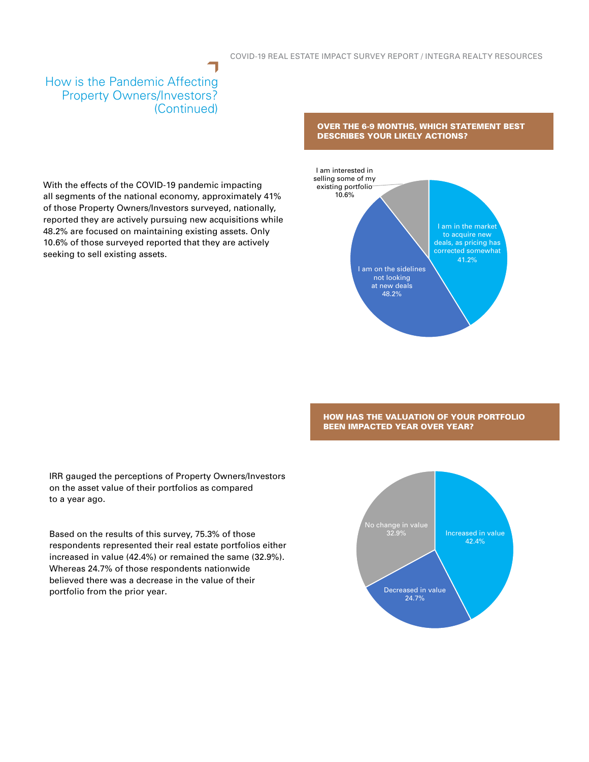## How is the Pandemic Affecting Property Owners/Investors? (Continued)

With the effects of the COVID-19 pandemic impacting all segments of the national economy, approximately 41% of those Property Owners/Investors surveyed, nationally, reported they are actively pursuing new acquisitions while 48.2% are focused on maintaining existing assets. Only 10.6% of those surveyed reported that they are actively seeking to sell existing assets.

**OVER THE 6-9 MONTHS, WHICH STATEMENT BEST DESCRIBES YOUR LIKELY ACTIONS?**

I am interested in selling some of my existing portfolio 10.6%

I am in the market to acquire new deals, as pricing has corrected somewhat 41.2%

I am on the sidelines not looking at new deals 48.2%

IRR gauged the perceptions of Property Owners/Investors on the asset value of their portfolios as compared to a year ago.

Based on the results of this survey, 75.3% of those respondents represented their real estate portfolios either increased in value (42.4%) or remained the same (32.9%). Whereas 24.7% of those respondents nationwide believed there was a decrease in the value of their portfolio from the prior year.

**HOW HAS THE VALUATION OF YOUR PORTFOLIO BEEN IMPACTED YEAR OVER YEAR?**

No change in value 32.9%

Increased in value 42.4%

Decreased in value 24.7%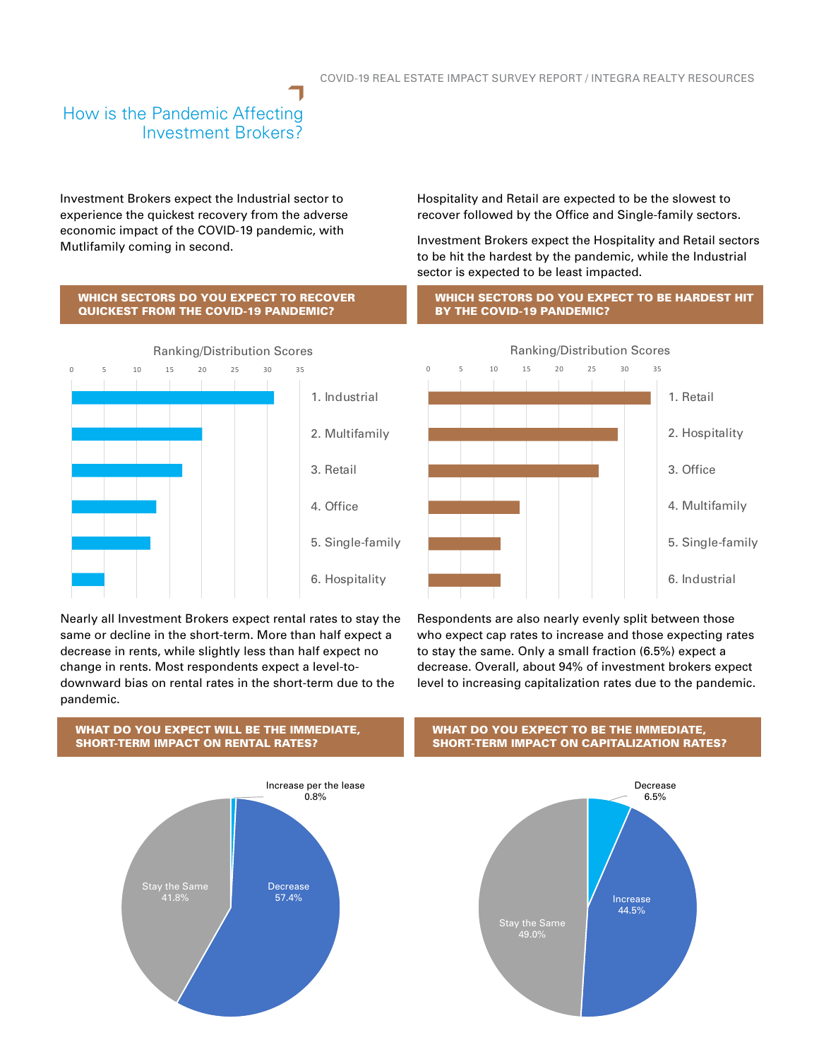## How is the Pandemic Affecting Investment Brokers?

Investment Brokers expect the Industrial sector to experience the quickest recovery from the adverse economic impact of the COVID-19 pandemic, with Mutlifamily coming in second.

Hospitality and Retail are expected to be the slowest to recover followed by the Office and Single-family sectors.

Investment Brokers expect the Hospitality and Retail sectors to be hit the hardest by the pandemic, while the Industrial sector is expected to be least impacted.

**WHICH SECTORS DO YOU EXPECT TO RECOVER QUICKEST FROM THE COVID-19 PANDEMIC?**

Ranking/Distribution Scores

1. Industrial
2. Multifamily
3. Retail
4. Office
5. Single-family
6. Hospitality

**WHICH SECTORS DO YOU EXPECT TO BE HARDEST HIT BY THE COVID-19 PANDEMIC?**

Ranking/Distribution Scores

1. Retail
2. Hospitality
3. Office
4. Multifamily
5. Single-family
6. Industrial

Nearly all Investment Brokers expect rental rates to stay the same or decline in the short-term. More than half expect a decrease in rents, while slightly less than half expect no change in rents. Most respondents expect a level-to-downward bias on rental rates in the short-term due to the pandemic.

Respondents are also nearly evenly split between those who expect cap rates to increase and those expecting rates to stay the same. Only a small fraction (6.5%) expect a decrease. Overall, about 94% of investment brokers expect level to increasing capitalization rates due to the pandemic.

**WHAT DO YOU EXPECT WILL BE THE IMMEDIATE, SHORT-TERM IMPACT ON RENTAL RATES?**

| Response | Share |
|---|---|
| Decrease | 57.4% |
| Stay the Same | 41.8% |
| Increase per the lease | 0.8% |

**WHAT DO YOU EXPECT TO BE THE IMMEDIATE, SHORT-TERM IMPACT ON CAPITALIZATION RATES?**

| Response | Share |
|---|---|
| Stay the Same | 49.0% |
| Increase | 44.5% |
| Decrease | 6.5% |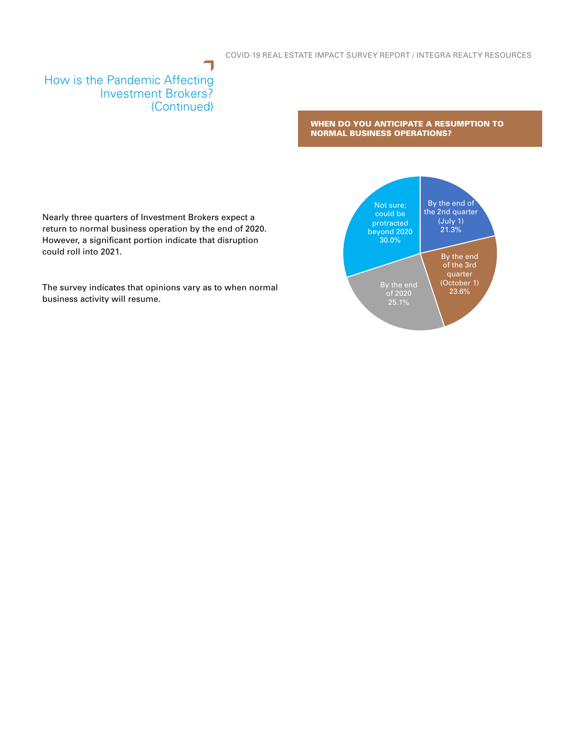# How is the Pandemic Affecting Investment Brokers? (Continued)

Nearly three quarters of Investment Brokers expect a return to normal business operation by the end of 2020. However, a significant portion indicate that disruption could roll into 2021.

The survey indicates that opinions vary as to when normal business activity will resume.

**WHEN DO YOU ANTICIPATE A RESUMPTION TO NORMAL BUSINESS OPERATIONS?**

| Response | Percentage |
| --- | --- |
| By the end of the 2nd quarter (July 1) | 21.3% |
| By the end of the 3rd quarter (October 1) | 23.6% |
| By the end of 2020 | 25.1% |
| Not sure; could be protracted beyond 2020 | 30.0% |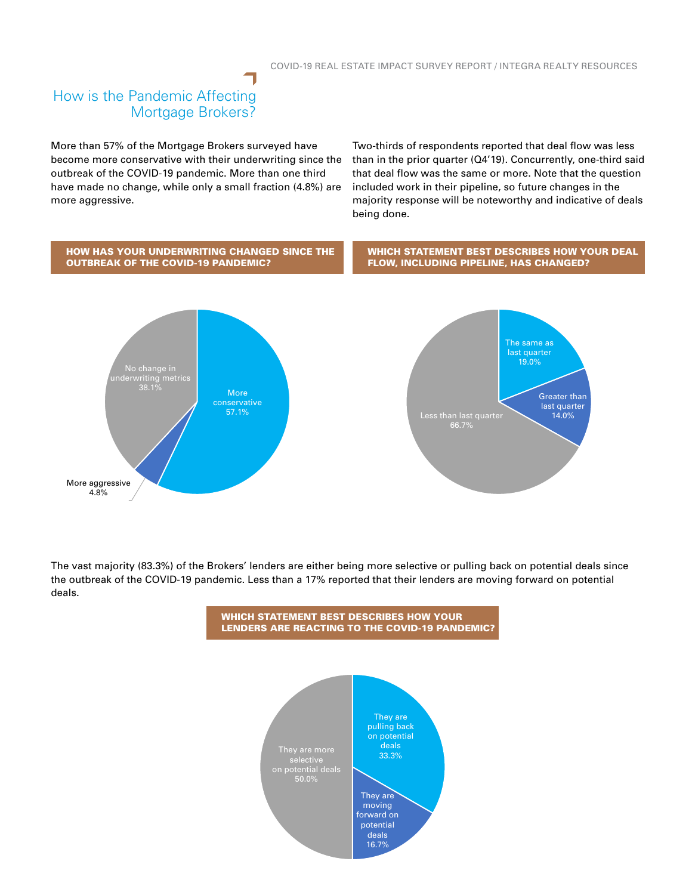# How is the Pandemic Affecting Mortgage Brokers?

More than 57% of the Mortgage Brokers surveyed have become more conservative with their underwriting since the outbreak of the COVID-19 pandemic. More than one third have made no change, while only a small fraction (4.8%) are more aggressive.

Two-thirds of respondents reported that deal flow was less than in the prior quarter (Q4'19). Concurrently, one-third said that deal flow was the same or more. Note that the question included work in their pipeline, so future changes in the majority response will be noteworthy and indicative of deals being done.

**HOW HAS YOUR UNDERWRITING CHANGED SINCE THE OUTBREAK OF THE COVID-19 PANDEMIC?**

| Response | Percentage |
|---|---|
| More conservative | 57.1% |
| No change in underwriting metrics | 38.1% |
| More aggressive | 4.8% |

**WHICH STATEMENT BEST DESCRIBES HOW YOUR DEAL FLOW, INCLUDING PIPELINE, HAS CHANGED?**

| Response | Percentage |
|---|---|
| The same as last quarter | 19.0% |
| Greater than last quarter | 14.0% |
| Less than last quarter | 66.7% |

The vast majority (83.3%) of the Brokers' lenders are either being more selective or pulling back on potential deals since the outbreak of the COVID-19 pandemic. Less than a 17% reported that their lenders are moving forward on potential deals.

**WHICH STATEMENT BEST DESCRIBES HOW YOUR LENDERS ARE REACTING TO THE COVID-19 PANDEMIC?**

| Response | Percentage |
|---|---|
| They are pulling back on potential deals | 33.3% |
| They are moving forward on potential deals | 16.7% |
| They are more selective on potential deals | 50.0% |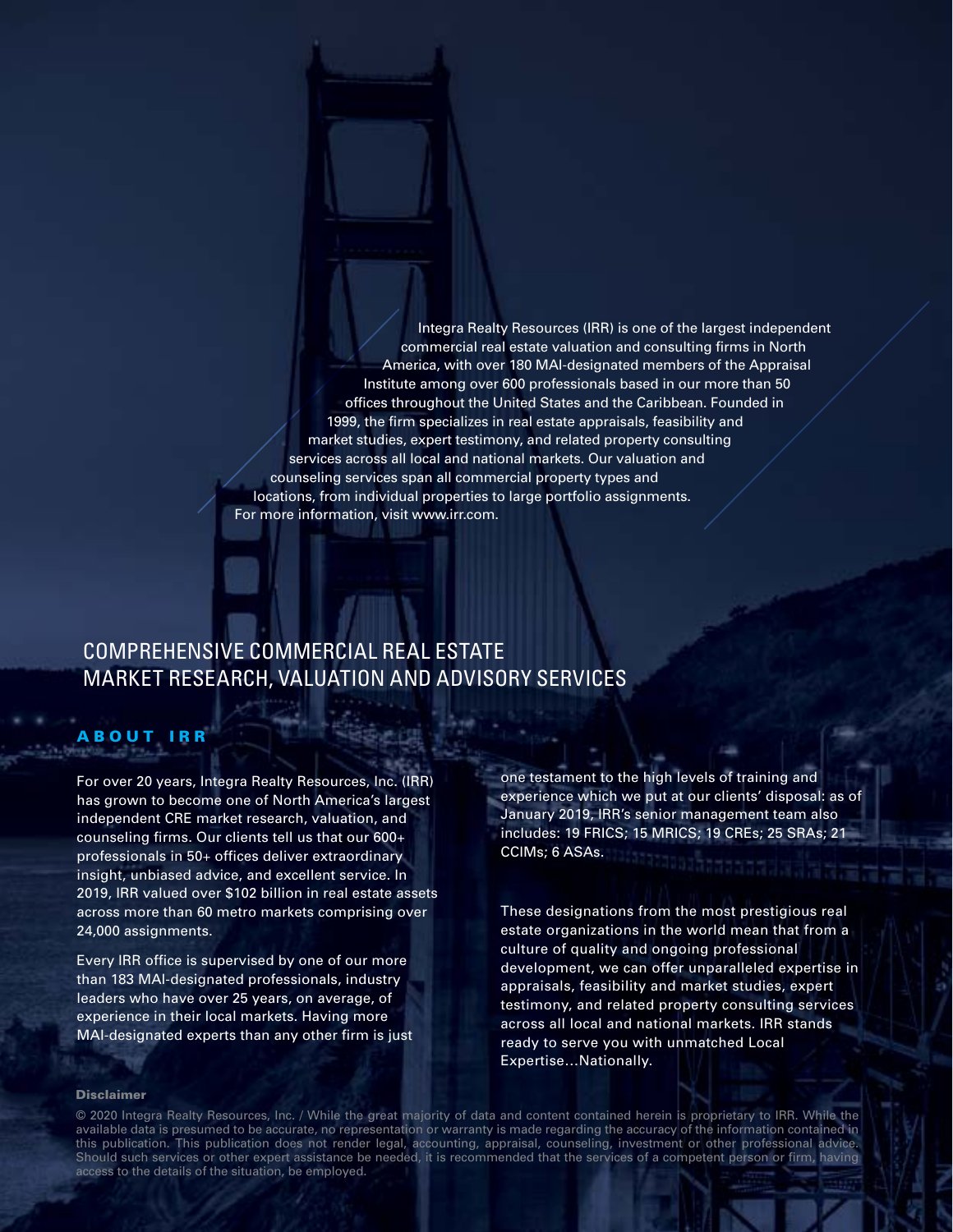Integra Realty Resources (IRR) is one of the largest independent commercial real estate valuation and consulting firms in North America, with over 180 MAI-designated members of the Appraisal Institute among over 600 professionals based in our more than 50 offices throughout the United States and the Caribbean. Founded in 1999, the firm specializes in real estate appraisals, feasibility and market studies, expert testimony, and related property consulting services across all local and national markets. Our valuation and counseling services span all commercial property types and locations, from individual properties to large portfolio assignments. For more information, visit www.irr.com.

# COMPREHENSIVE COMMERCIAL REAL ESTATE MARKET RESEARCH, VALUATION AND ADVISORY SERVICES

## ABOUT IRR

For over 20 years, Integra Realty Resources, Inc. (IRR) has grown to become one of North America's largest independent CRE market research, valuation, and counseling firms. Our clients tell us that our 600+ professionals in 50+ offices deliver extraordinary insight, unbiased advice, and excellent service. In 2019, IRR valued over $102 billion in real estate assets across more than 60 metro markets comprising over 24,000 assignments.

Every IRR office is supervised by one of our more than 183 MAI-designated professionals, industry leaders who have over 25 years, on average, of experience in their local markets. Having more MAI-designated experts than any other firm is just one testament to the high levels of training and experience which we put at our clients' disposal: as of January 2019, IRR's senior management team also includes: 19 FRICS; 15 MRICS; 19 CREs; 25 SRAs; 21 CCIMs; 6 ASAs.

These designations from the most prestigious real estate organizations in the world mean that from a culture of quality and ongoing professional development, we can offer unparalleled expertise in appraisals, feasibility and market studies, expert testimony, and related property consulting services across all local and national markets. IRR stands ready to serve you with unmatched Local Expertise…Nationally.

**Disclaimer**

© 2020 Integra Realty Resources, Inc. / While the great majority of data and content contained herein is proprietary to IRR. While the available data is presumed to be accurate, no representation or warranty is made regarding the accuracy of the information contained in this publication. This publication does not render legal, accounting, appraisal, counseling, investment or other professional advice. Should such services or other expert assistance be needed, it is recommended that the services of a competent person or firm, having access to the details of the situation, be employed.